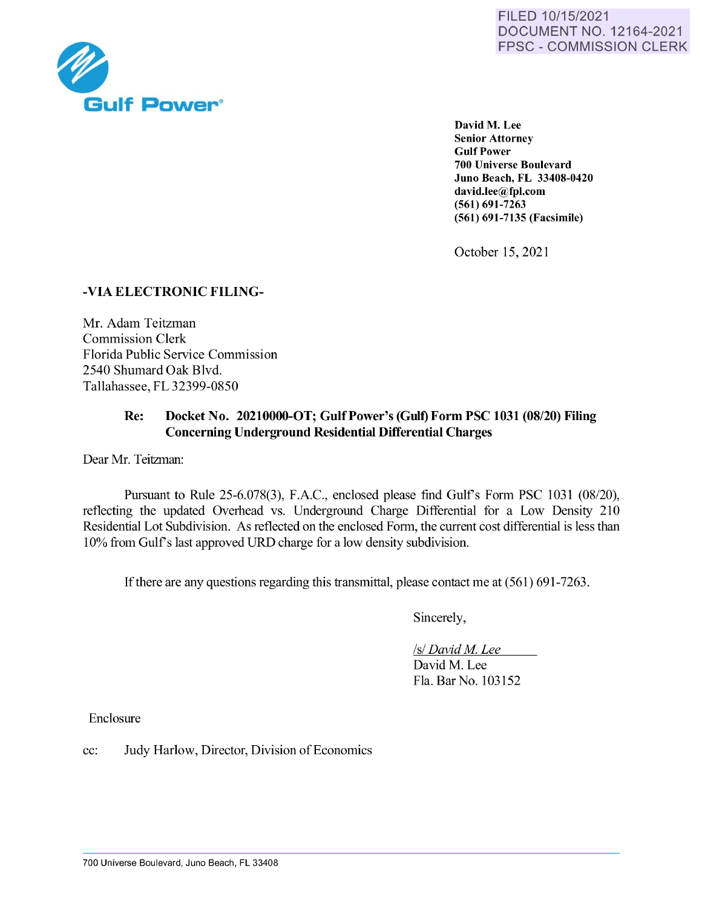FILED 10/15/2021
DOCUMENT NO. 12164-2021
FPSC - COMMISSION CLERK

Gulf Power®

**David M. Lee**
**Senior Attorney**
**Gulf Power**
**700 Universe Boulevard**
**Juno Beach, FL 33408-0420**
**david.lee@fpl.com**
**(561) 691-7263**
**(561) 691-7135 (Facsimile)**

October 15, 2021

**-VIA ELECTRONIC FILING-**

Mr. Adam Teitzman
Commission Clerk
Florida Public Service Commission
2540 Shumard Oak Blvd.
Tallahassee, FL 32399-0850

**Re: Docket No. 20210000-OT; Gulf Power's (Gulf) Form PSC 1031 (08/20) Filing Concerning Underground Residential Differential Charges**

Dear Mr. Teitzman:

Pursuant to Rule 25-6.078(3), F.A.C., enclosed please find Gulf's Form PSC 1031 (08/20), reflecting the updated Overhead vs. Underground Charge Differential for a Low Density 210 Residential Lot Subdivision. As reflected on the enclosed Form, the current cost differential is less than 10% from Gulf's last approved URD charge for a low density subdivision.

If there are any questions regarding this transmittal, please contact me at (561) 691-7263.

Sincerely,

*/s/ David M. Lee*
David M. Lee
Fla. Bar No. 103152

Enclosure

cc: Judy Harlow, Director, Division of Economics

700 Universe Boulevard, Juno Beach, FL 33408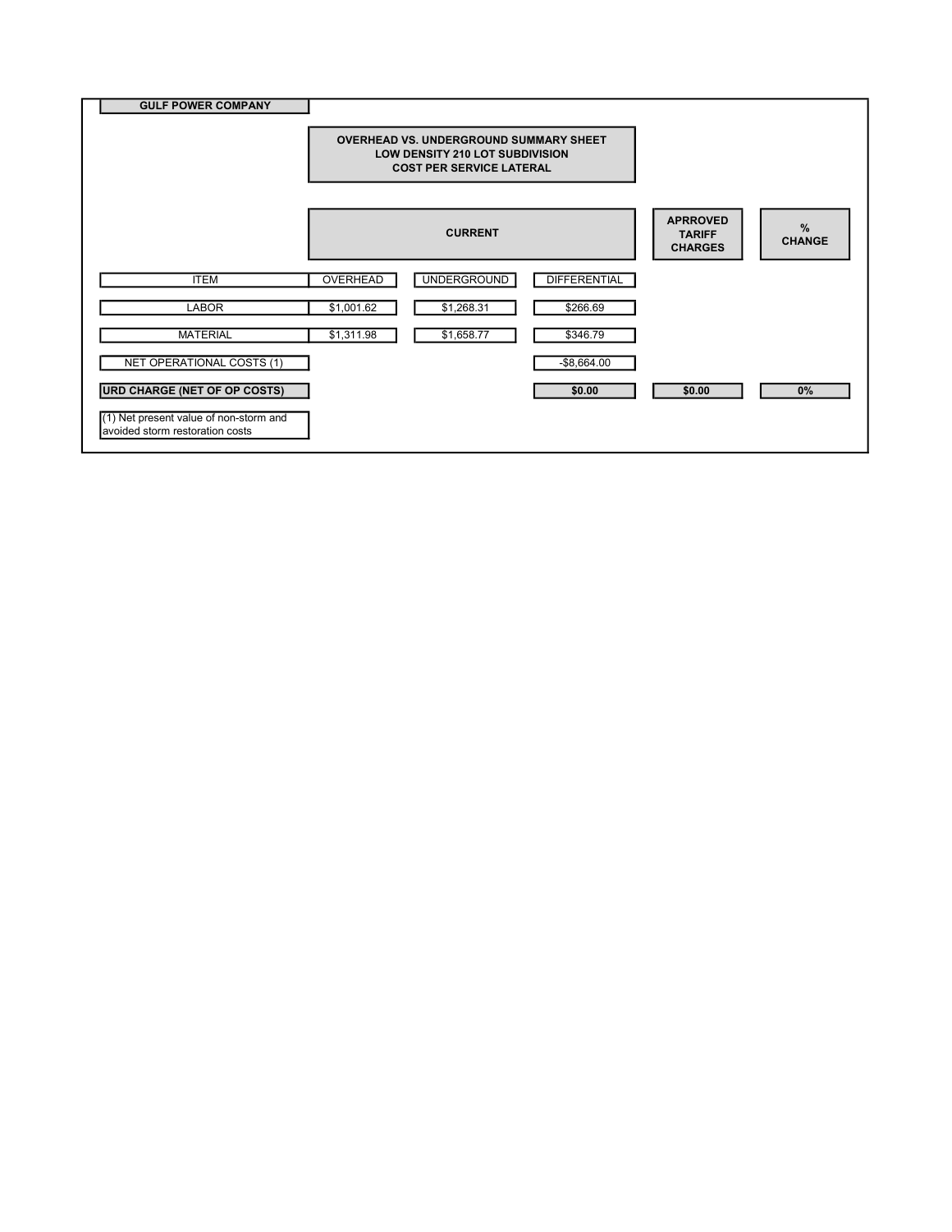**GULF POWER COMPANY**

**OVERHEAD VS. UNDERGROUND SUMMARY SHEET**
**LOW DENSITY 210 LOT SUBDIVISION**
**COST PER SERVICE LATERAL**

| | **CURRENT** | | | **APRROVED TARIFF CHARGES** | **% CHANGE** |
|---|---|---|---|---|---|
| ITEM | OVERHEAD | UNDERGROUND | DIFFERENTIAL | | |
| LABOR | $1,001.62 | $1,268.31 | $266.69 | | |
| MATERIAL | $1,311.98 | $1,658.77 | $346.79 | | |
| NET OPERATIONAL COSTS (1) | | | -$8,664.00 | | |
| **URD CHARGE (NET OF OP COSTS)** | | | **$0.00** | **$0.00** | **0%** |

(1) Net present value of non-storm and avoided storm restoration costs